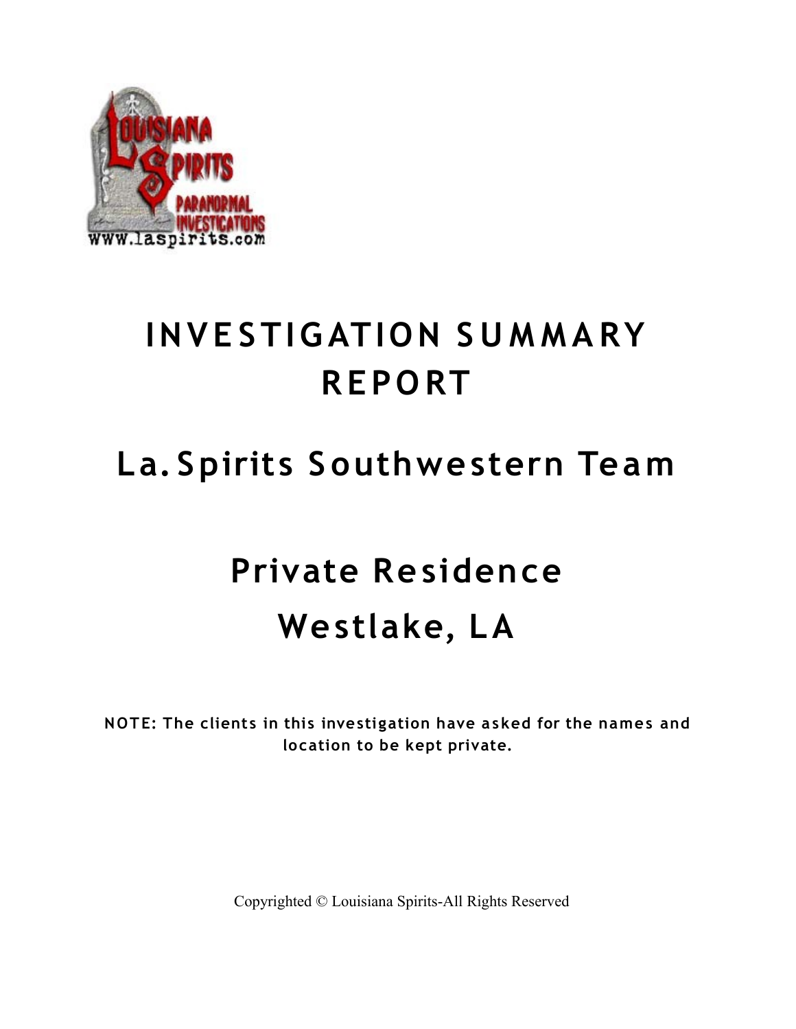# INVESTIGATION SUMMARY REPORT

## La. Spirits Southwestern Team

## Private Residence
## Westlake, LA

**NOTE: The clients in this investigation have asked for the names and location to be kept private.**

Copyrighted © Louisiana Spirits-All Rights Reserved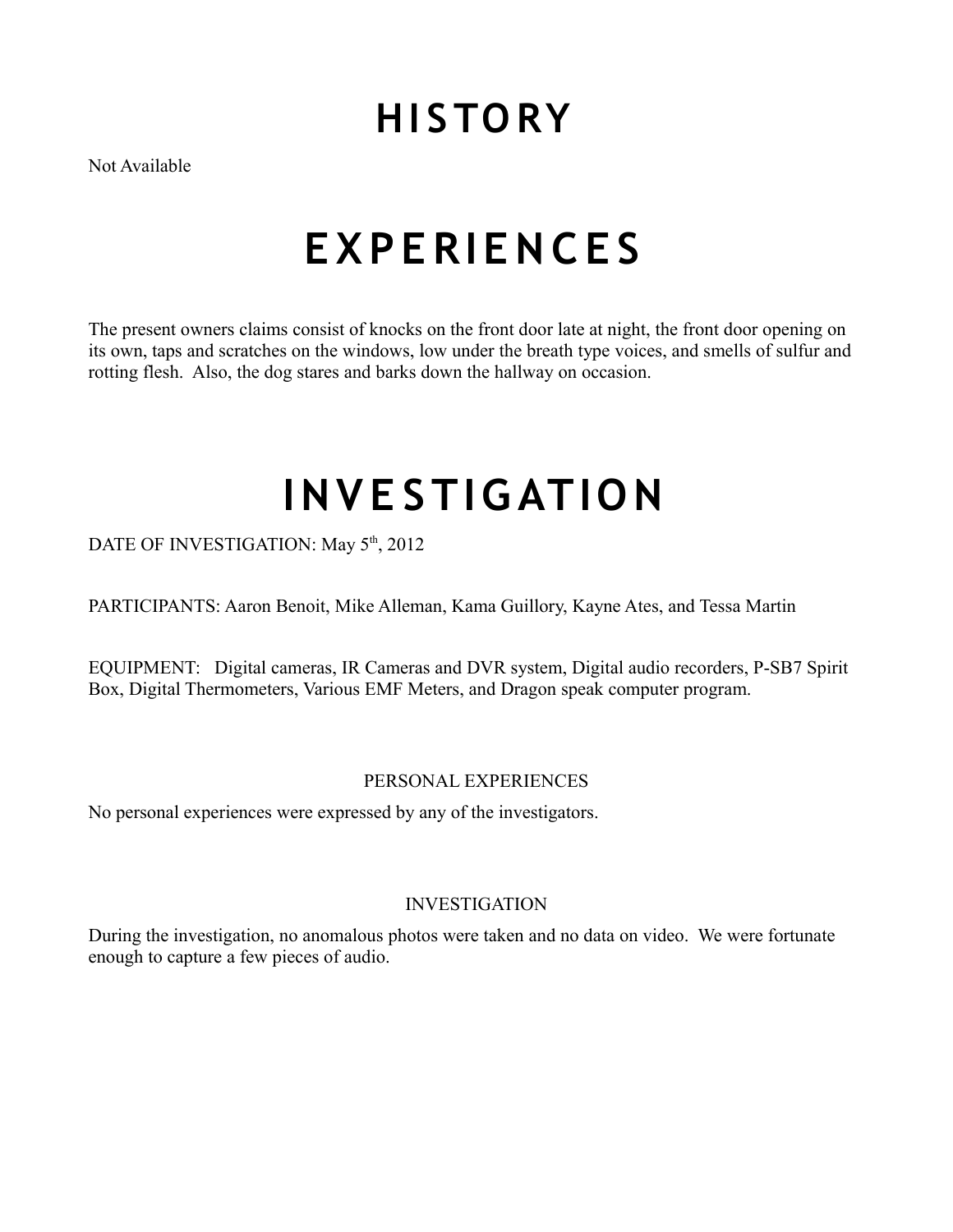# HISTORY

Not Available

# EXPERIENCES

The present owners claims consist of knocks on the front door late at night, the front door opening on its own, taps and scratches on the windows, low under the breath type voices, and smells of sulfur and rotting flesh. Also, the dog stares and barks down the hallway on occasion.

# INVESTIGATION

DATE OF INVESTIGATION: May 5th, 2012

PARTICIPANTS: Aaron Benoit, Mike Alleman, Kama Guillory, Kayne Ates, and Tessa Martin

EQUIPMENT: Digital cameras, IR Cameras and DVR system, Digital audio recorders, P-SB7 Spirit Box, Digital Thermometers, Various EMF Meters, and Dragon speak computer program.

### PERSONAL EXPERIENCES

No personal experiences were expressed by any of the investigators.

### INVESTIGATION

During the investigation, no anomalous photos were taken and no data on video. We were fortunate enough to capture a few pieces of audio.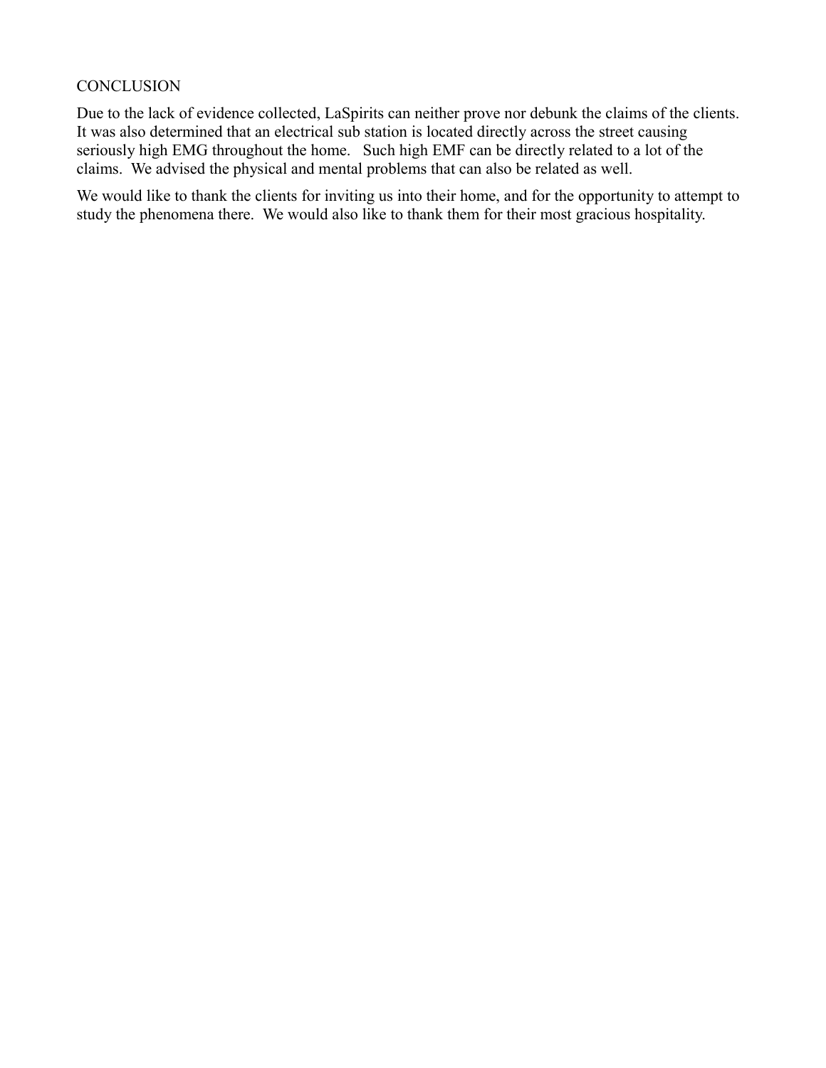## CONCLUSION

Due to the lack of evidence collected, LaSpirits can neither prove nor debunk the claims of the clients. It was also determined that an electrical sub station is located directly across the street causing seriously high EMG throughout the home. Such high EMF can be directly related to a lot of the claims. We advised the physical and mental problems that can also be related as well.

We would like to thank the clients for inviting us into their home, and for the opportunity to attempt to study the phenomena there. We would also like to thank them for their most gracious hospitality.